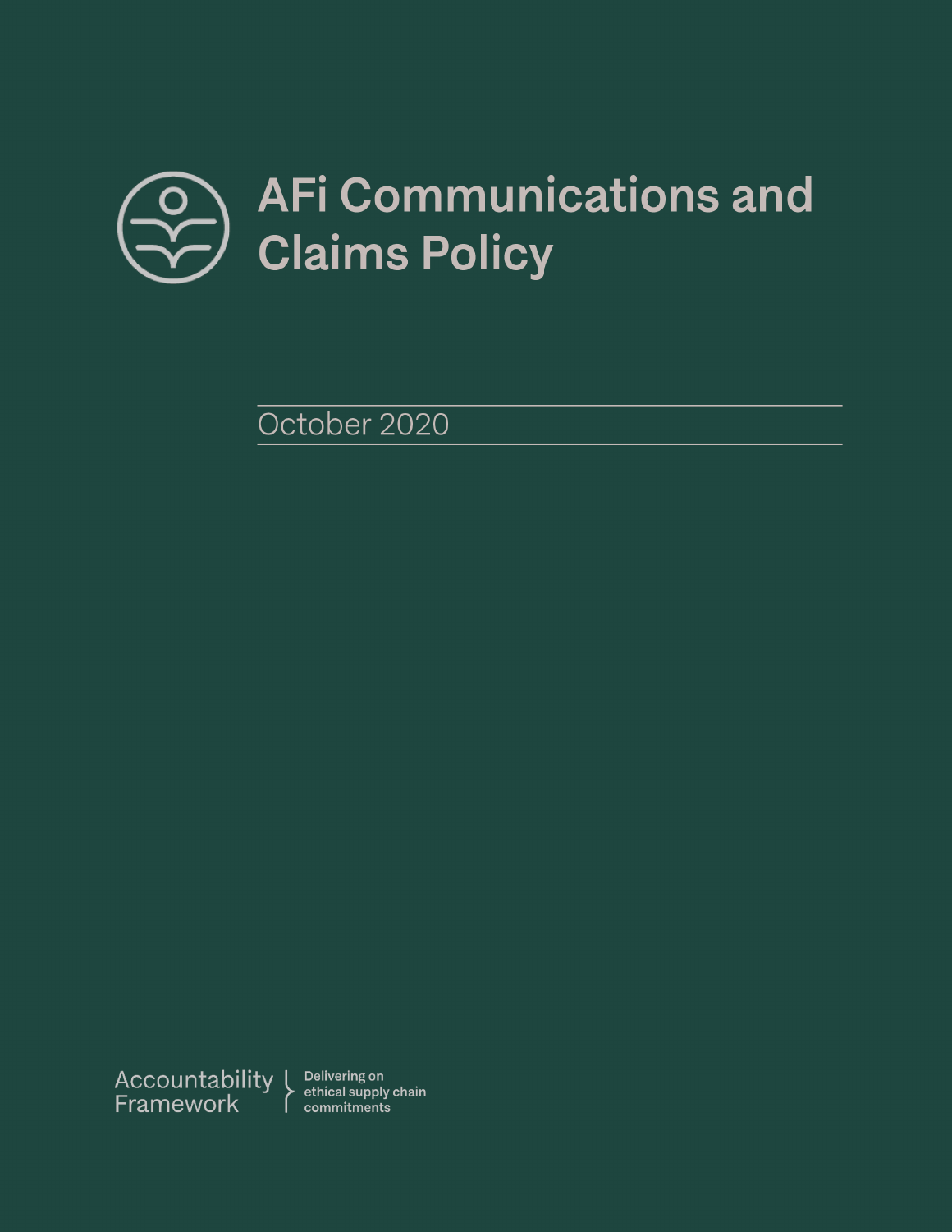# AFi Communications and Claims Policy

October 2020

Accountability Framework

Delivering on ethical supply chain commitments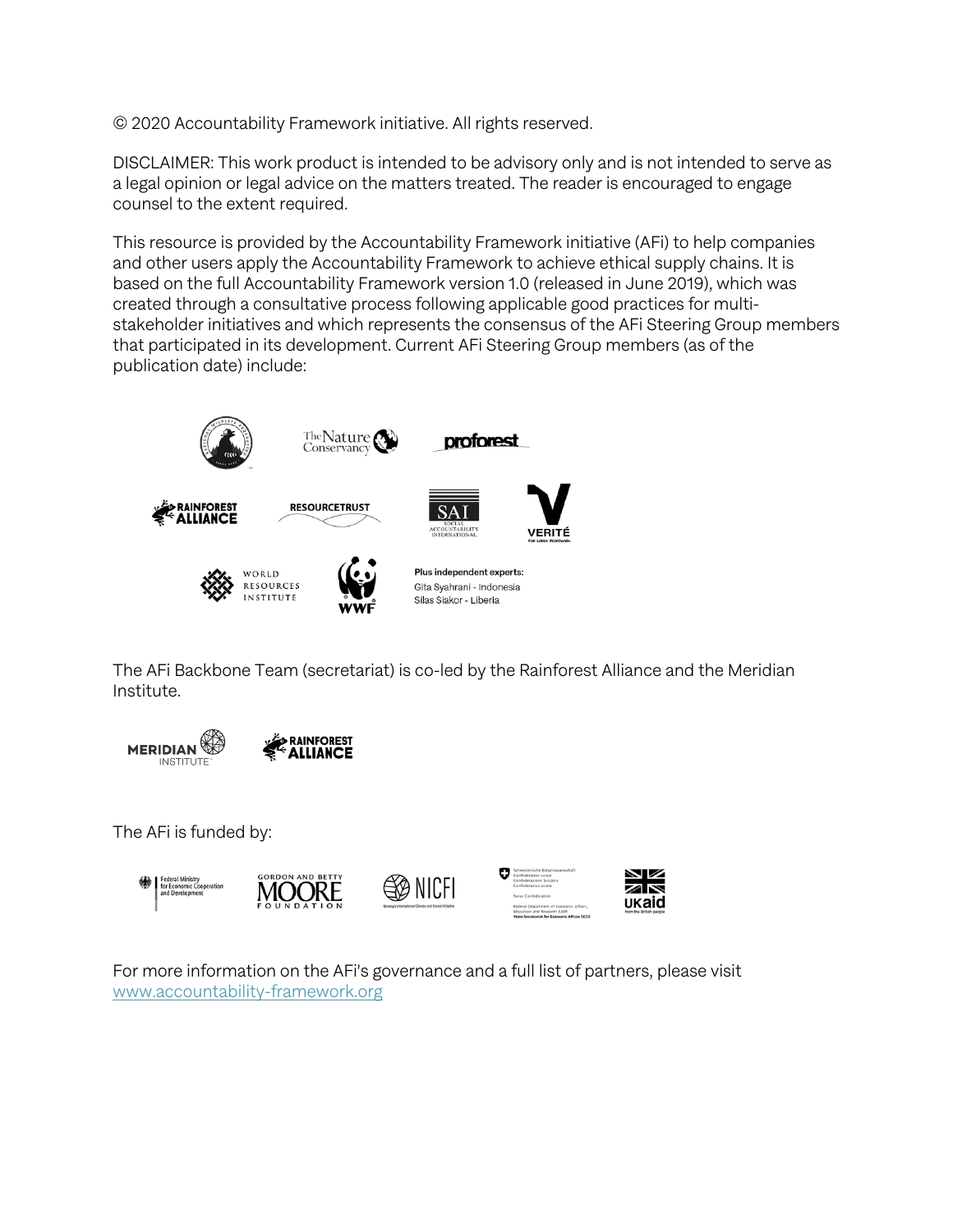© 2020 Accountability Framework initiative. All rights reserved.

DISCLAIMER: This work product is intended to be advisory only and is not intended to serve as a legal opinion or legal advice on the matters treated. The reader is encouraged to engage counsel to the extent required.

This resource is provided by the Accountability Framework initiative (AFi) to help companies and other users apply the Accountability Framework to achieve ethical supply chains. It is based on the full Accountability Framework version 1.0 (released in June 2019), which was created through a consultative process following applicable good practices for multi-stakeholder initiatives and which represents the consensus of the AFi Steering Group members that participated in its development. Current AFi Steering Group members (as of the publication date) include:

**Plus independent experts:**
Gita Syahrani - Indonesia
Silas Siakor - Liberia

The AFi Backbone Team (secretariat) is co-led by the Rainforest Alliance and the Meridian Institute.

The AFi is funded by:

For more information on the AFi's governance and a full list of partners, please visit www.accountability-framework.org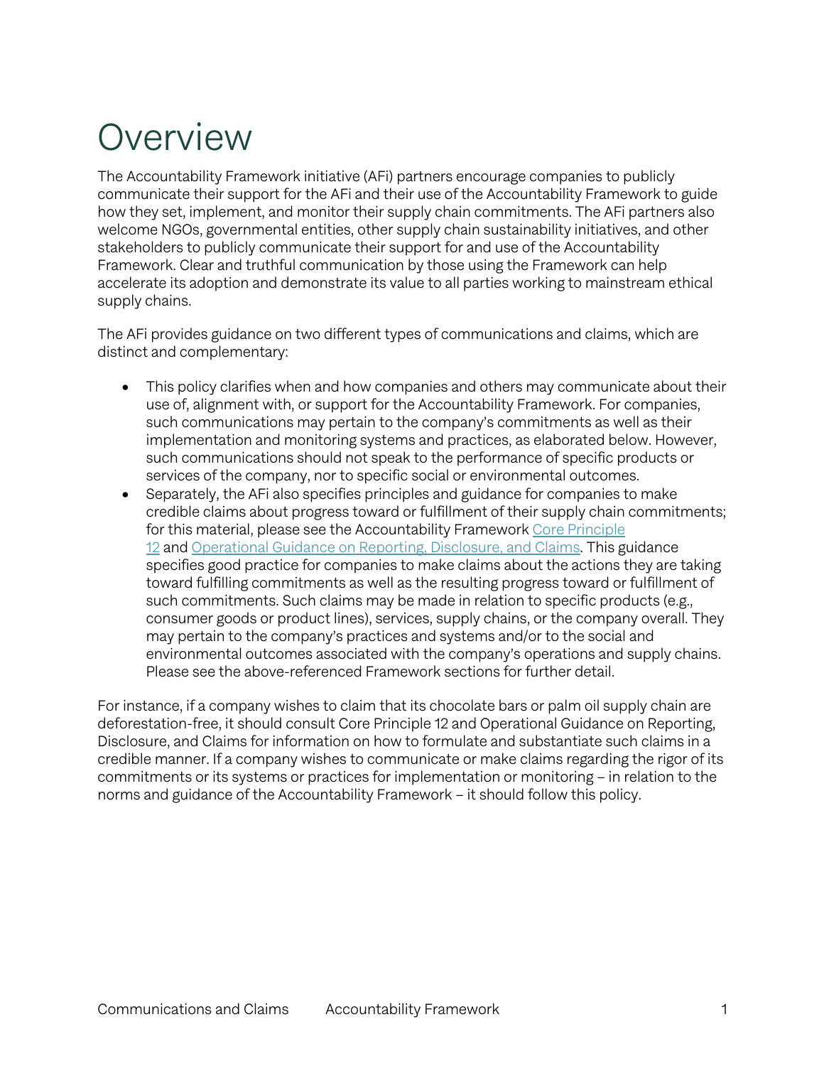# Overview

The Accountability Framework initiative (AFi) partners encourage companies to publicly communicate their support for the AFi and their use of the Accountability Framework to guide how they set, implement, and monitor their supply chain commitments. The AFi partners also welcome NGOs, governmental entities, other supply chain sustainability initiatives, and other stakeholders to publicly communicate their support for and use of the Accountability Framework. Clear and truthful communication by those using the Framework can help accelerate its adoption and demonstrate its value to all parties working to mainstream ethical supply chains.

The AFi provides guidance on two different types of communications and claims, which are distinct and complementary:

- This policy clarifies when and how companies and others may communicate about their use of, alignment with, or support for the Accountability Framework. For companies, such communications may pertain to the company's commitments as well as their implementation and monitoring systems and practices, as elaborated below. However, such communications should not speak to the performance of specific products or services of the company, nor to specific social or environmental outcomes.
- Separately, the AFi also specifies principles and guidance for companies to make credible claims about progress toward or fulfillment of their supply chain commitments; for this material, please see the Accountability Framework Core Principle 12 and Operational Guidance on Reporting, Disclosure, and Claims. This guidance specifies good practice for companies to make claims about the actions they are taking toward fulfilling commitments as well as the resulting progress toward or fulfillment of such commitments. Such claims may be made in relation to specific products (e.g., consumer goods or product lines), services, supply chains, or the company overall. They may pertain to the company's practices and systems and/or to the social and environmental outcomes associated with the company's operations and supply chains. Please see the above-referenced Framework sections for further detail.

For instance, if a company wishes to claim that its chocolate bars or palm oil supply chain are deforestation-free, it should consult Core Principle 12 and Operational Guidance on Reporting, Disclosure, and Claims for information on how to formulate and substantiate such claims in a credible manner. If a company wishes to communicate or make claims regarding the rigor of its commitments or its systems or practices for implementation or monitoring – in relation to the norms and guidance of the Accountability Framework – it should follow this policy.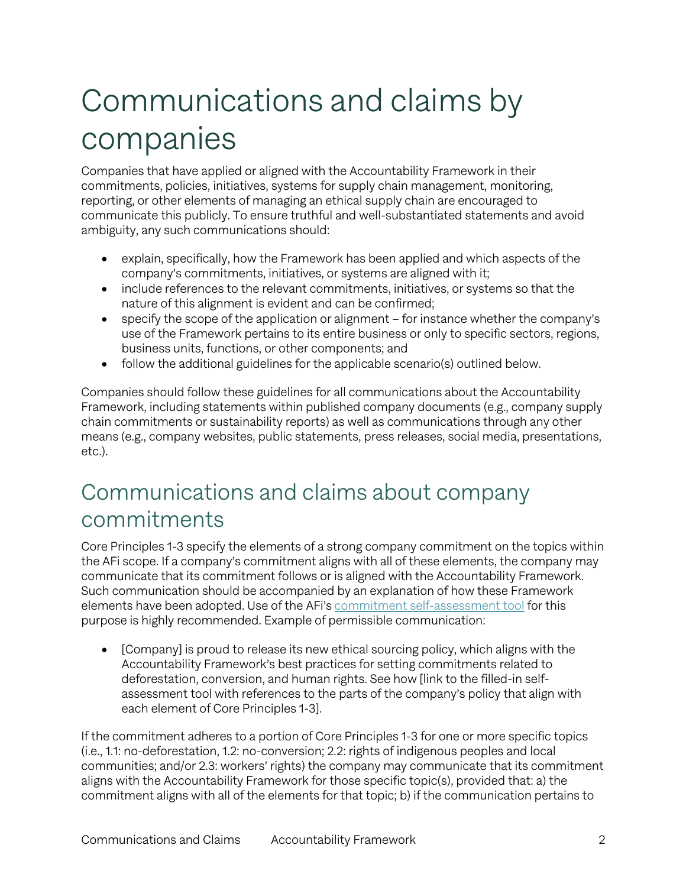# Communications and claims by companies

Companies that have applied or aligned with the Accountability Framework in their commitments, policies, initiatives, systems for supply chain management, monitoring, reporting, or other elements of managing an ethical supply chain are encouraged to communicate this publicly. To ensure truthful and well-substantiated statements and avoid ambiguity, any such communications should:

- explain, specifically, how the Framework has been applied and which aspects of the company's commitments, initiatives, or systems are aligned with it;
- include references to the relevant commitments, initiatives, or systems so that the nature of this alignment is evident and can be confirmed;
- specify the scope of the application or alignment – for instance whether the company's use of the Framework pertains to its entire business or only to specific sectors, regions, business units, functions, or other components; and
- follow the additional guidelines for the applicable scenario(s) outlined below.

Companies should follow these guidelines for all communications about the Accountability Framework, including statements within published company documents (e.g., company supply chain commitments or sustainability reports) as well as communications through any other means (e.g., company websites, public statements, press releases, social media, presentations, etc.).

## Communications and claims about company commitments

Core Principles 1-3 specify the elements of a strong company commitment on the topics within the AFi scope. If a company's commitment aligns with all of these elements, the company may communicate that its commitment follows or is aligned with the Accountability Framework. Such communication should be accompanied by an explanation of how these Framework elements have been adopted. Use of the AFi's commitment self-assessment tool for this purpose is highly recommended. Example of permissible communication:

- [Company] is proud to release its new ethical sourcing policy, which aligns with the Accountability Framework's best practices for setting commitments related to deforestation, conversion, and human rights. See how [link to the filled-in self-assessment tool with references to the parts of the company's policy that align with each element of Core Principles 1-3].

If the commitment adheres to a portion of Core Principles 1-3 for one or more specific topics (i.e., 1.1: no-deforestation, 1.2: no-conversion; 2.2: rights of indigenous peoples and local communities; and/or 2.3: workers' rights) the company may communicate that its commitment aligns with the Accountability Framework for those specific topic(s), provided that: a) the commitment aligns with all of the elements for that topic; b) if the communication pertains to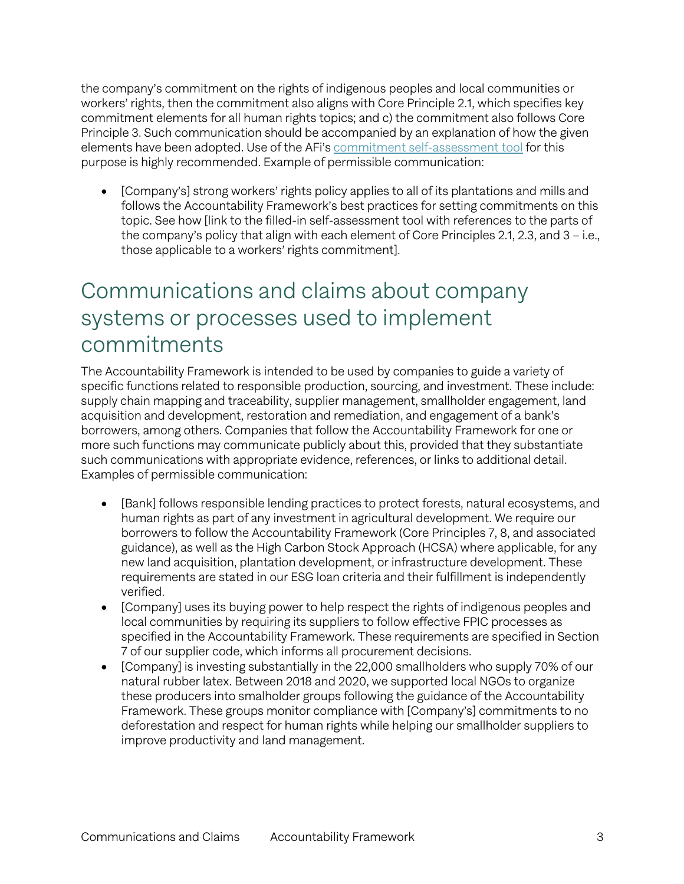the company's commitment on the rights of indigenous peoples and local communities or workers' rights, then the commitment also aligns with Core Principle 2.1, which specifies key commitment elements for all human rights topics; and c) the commitment also follows Core Principle 3. Such communication should be accompanied by an explanation of how the given elements have been adopted. Use of the AFi's commitment self-assessment tool for this purpose is highly recommended. Example of permissible communication:

- [Company's] strong workers' rights policy applies to all of its plantations and mills and follows the Accountability Framework's best practices for setting commitments on this topic. See how [link to the filled-in self-assessment tool with references to the parts of the company's policy that align with each element of Core Principles 2.1, 2.3, and 3 – i.e., those applicable to a workers' rights commitment].

## Communications and claims about company systems or processes used to implement commitments

The Accountability Framework is intended to be used by companies to guide a variety of specific functions related to responsible production, sourcing, and investment. These include: supply chain mapping and traceability, supplier management, smallholder engagement, land acquisition and development, restoration and remediation, and engagement of a bank's borrowers, among others. Companies that follow the Accountability Framework for one or more such functions may communicate publicly about this, provided that they substantiate such communications with appropriate evidence, references, or links to additional detail. Examples of permissible communication:

- [Bank] follows responsible lending practices to protect forests, natural ecosystems, and human rights as part of any investment in agricultural development. We require our borrowers to follow the Accountability Framework (Core Principles 7, 8, and associated guidance), as well as the High Carbon Stock Approach (HCSA) where applicable, for any new land acquisition, plantation development, or infrastructure development. These requirements are stated in our ESG loan criteria and their fulfillment is independently verified.
- [Company] uses its buying power to help respect the rights of indigenous peoples and local communities by requiring its suppliers to follow effective FPIC processes as specified in the Accountability Framework. These requirements are specified in Section 7 of our supplier code, which informs all procurement decisions.
- [Company] is investing substantially in the 22,000 smallholders who supply 70% of our natural rubber latex. Between 2018 and 2020, we supported local NGOs to organize these producers into smalholder groups following the guidance of the Accountability Framework. These groups monitor compliance with [Company's] commitments to no deforestation and respect for human rights while helping our smallholder suppliers to improve productivity and land management.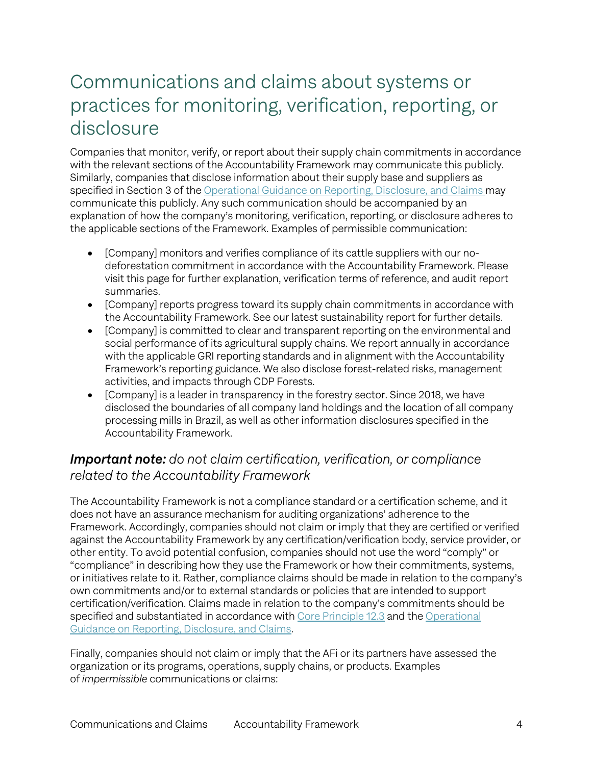# Communications and claims about systems or practices for monitoring, verification, reporting, or disclosure

Companies that monitor, verify, or report about their supply chain commitments in accordance with the relevant sections of the Accountability Framework may communicate this publicly. Similarly, companies that disclose information about their supply base and suppliers as specified in Section 3 of the [Operational Guidance on Reporting, Disclosure, and Claims](#) may communicate this publicly. Any such communication should be accompanied by an explanation of how the company's monitoring, verification, reporting, or disclosure adheres to the applicable sections of the Framework. Examples of permissible communication:

- [Company] monitors and verifies compliance of its cattle suppliers with our no-deforestation commitment in accordance with the Accountability Framework. Please visit this page for further explanation, verification terms of reference, and audit report summaries.
- [Company] reports progress toward its supply chain commitments in accordance with the Accountability Framework. See our latest sustainability report for further details.
- [Company] is committed to clear and transparent reporting on the environmental and social performance of its agricultural supply chains. We report annually in accordance with the applicable GRI reporting standards and in alignment with the Accountability Framework's reporting guidance. We also disclose forest-related risks, management activities, and impacts through CDP Forests.
- [Company] is a leader in transparency in the forestry sector. Since 2018, we have disclosed the boundaries of all company land holdings and the location of all company processing mills in Brazil, as well as other information disclosures specified in the Accountability Framework.

## ***Important note:*** *do not claim certification, verification, or compliance related to the Accountability Framework*

The Accountability Framework is not a compliance standard or a certification scheme, and it does not have an assurance mechanism for auditing organizations' adherence to the Framework. Accordingly, companies should not claim or imply that they are certified or verified against the Accountability Framework by any certification/verification body, service provider, or other entity. To avoid potential confusion, companies should not use the word "comply" or "compliance" in describing how they use the Framework or how their commitments, systems, or initiatives relate to it. Rather, compliance claims should be made in relation to the company's own commitments and/or to external standards or policies that are intended to support certification/verification. Claims made in relation to the company's commitments should be specified and substantiated in accordance with [Core Principle 12.3](#) and the [Operational Guidance on Reporting, Disclosure, and Claims](#).

Finally, companies should not claim or imply that the AFi or its partners have assessed the organization or its programs, operations, supply chains, or products. Examples of *impermissible* communications or claims: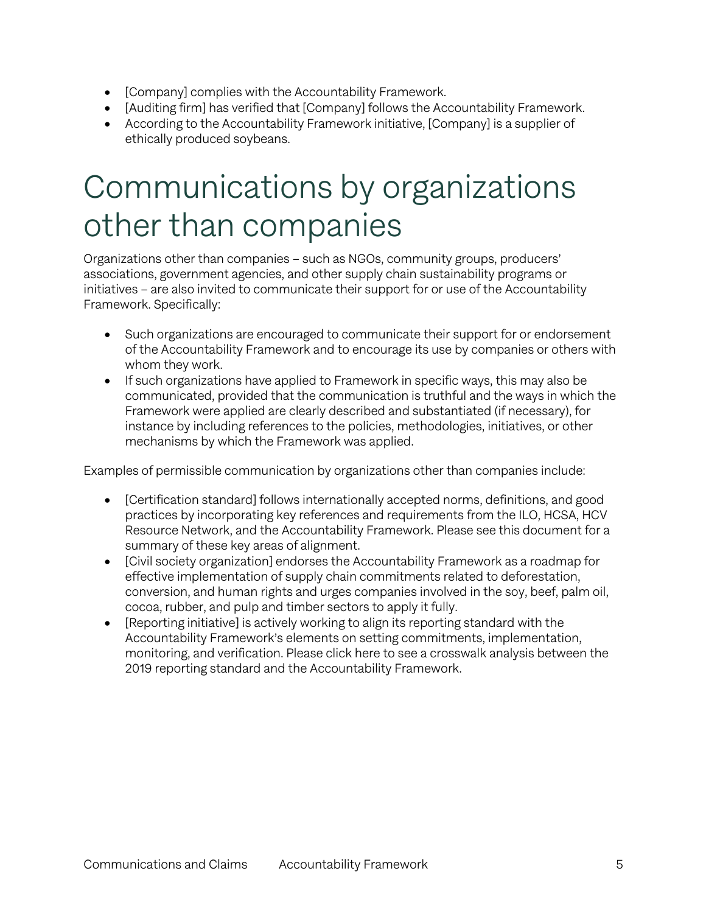- [Company] complies with the Accountability Framework.
- [Auditing firm] has verified that [Company] follows the Accountability Framework.
- According to the Accountability Framework initiative, [Company] is a supplier of ethically produced soybeans.

# Communications by organizations other than companies

Organizations other than companies – such as NGOs, community groups, producers' associations, government agencies, and other supply chain sustainability programs or initiatives – are also invited to communicate their support for or use of the Accountability Framework. Specifically:

- Such organizations are encouraged to communicate their support for or endorsement of the Accountability Framework and to encourage its use by companies or others with whom they work.
- If such organizations have applied to Framework in specific ways, this may also be communicated, provided that the communication is truthful and the ways in which the Framework were applied are clearly described and substantiated (if necessary), for instance by including references to the policies, methodologies, initiatives, or other mechanisms by which the Framework was applied.

Examples of permissible communication by organizations other than companies include:

- [Certification standard] follows internationally accepted norms, definitions, and good practices by incorporating key references and requirements from the ILO, HCSA, HCV Resource Network, and the Accountability Framework. Please see this document for a summary of these key areas of alignment.
- [Civil society organization] endorses the Accountability Framework as a roadmap for effective implementation of supply chain commitments related to deforestation, conversion, and human rights and urges companies involved in the soy, beef, palm oil, cocoa, rubber, and pulp and timber sectors to apply it fully.
- [Reporting initiative] is actively working to align its reporting standard with the Accountability Framework's elements on setting commitments, implementation, monitoring, and verification. Please click here to see a crosswalk analysis between the 2019 reporting standard and the Accountability Framework.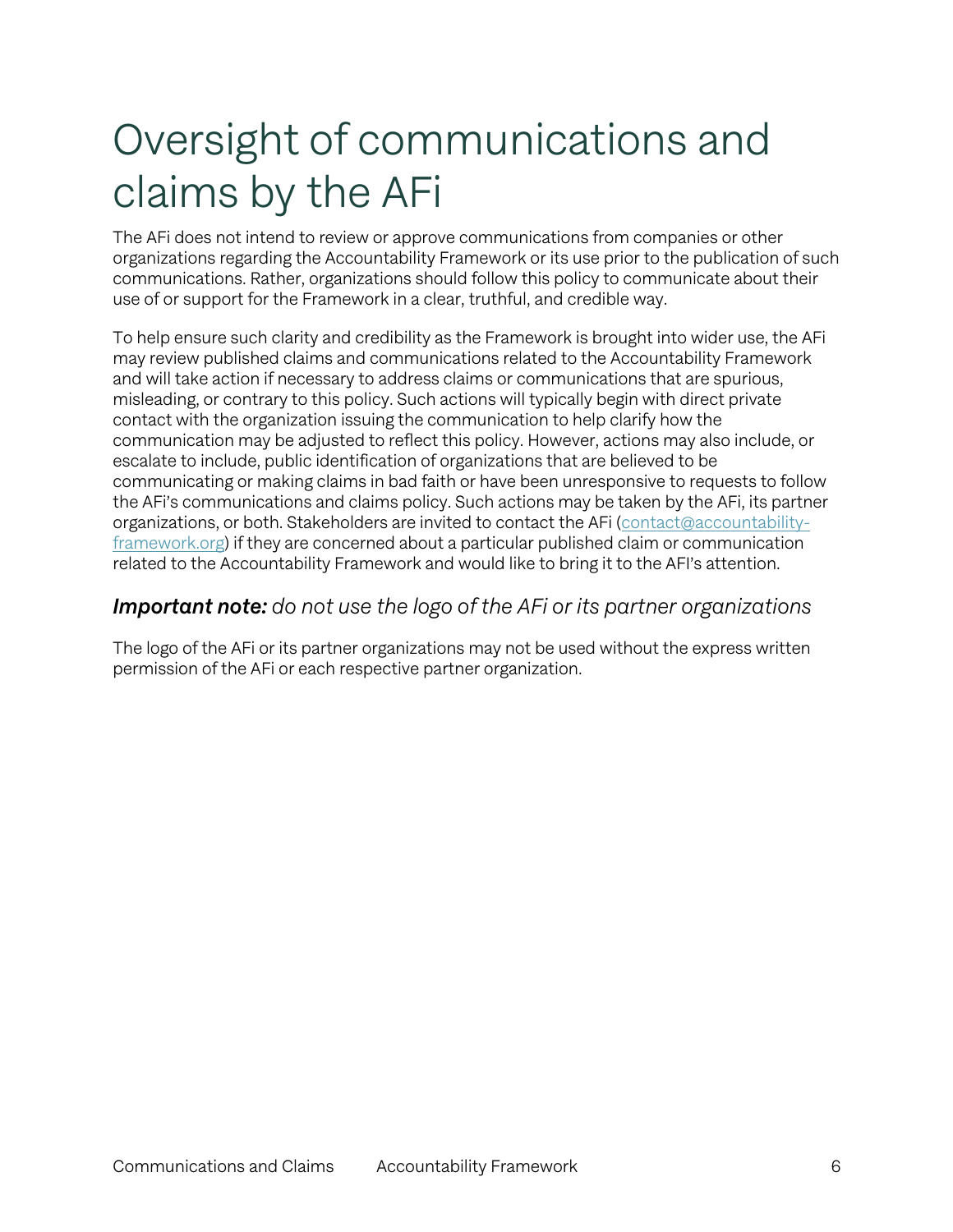# Oversight of communications and claims by the AFi

The AFi does not intend to review or approve communications from companies or other organizations regarding the Accountability Framework or its use prior to the publication of such communications. Rather, organizations should follow this policy to communicate about their use of or support for the Framework in a clear, truthful, and credible way.

To help ensure such clarity and credibility as the Framework is brought into wider use, the AFi may review published claims and communications related to the Accountability Framework and will take action if necessary to address claims or communications that are spurious, misleading, or contrary to this policy. Such actions will typically begin with direct private contact with the organization issuing the communication to help clarify how the communication may be adjusted to reflect this policy. However, actions may also include, or escalate to include, public identification of organizations that are believed to be communicating or making claims in bad faith or have been unresponsive to requests to follow the AFi's communications and claims policy. Such actions may be taken by the AFi, its partner organizations, or both. Stakeholders are invited to contact the AFi (contact@accountability-framework.org) if they are concerned about a particular published claim or communication related to the Accountability Framework and would like to bring it to the AFI's attention.

### ***Important note:*** *do not use the logo of the AFi or its partner organizations*

The logo of the AFi or its partner organizations may not be used without the express written permission of the AFi or each respective partner organization.